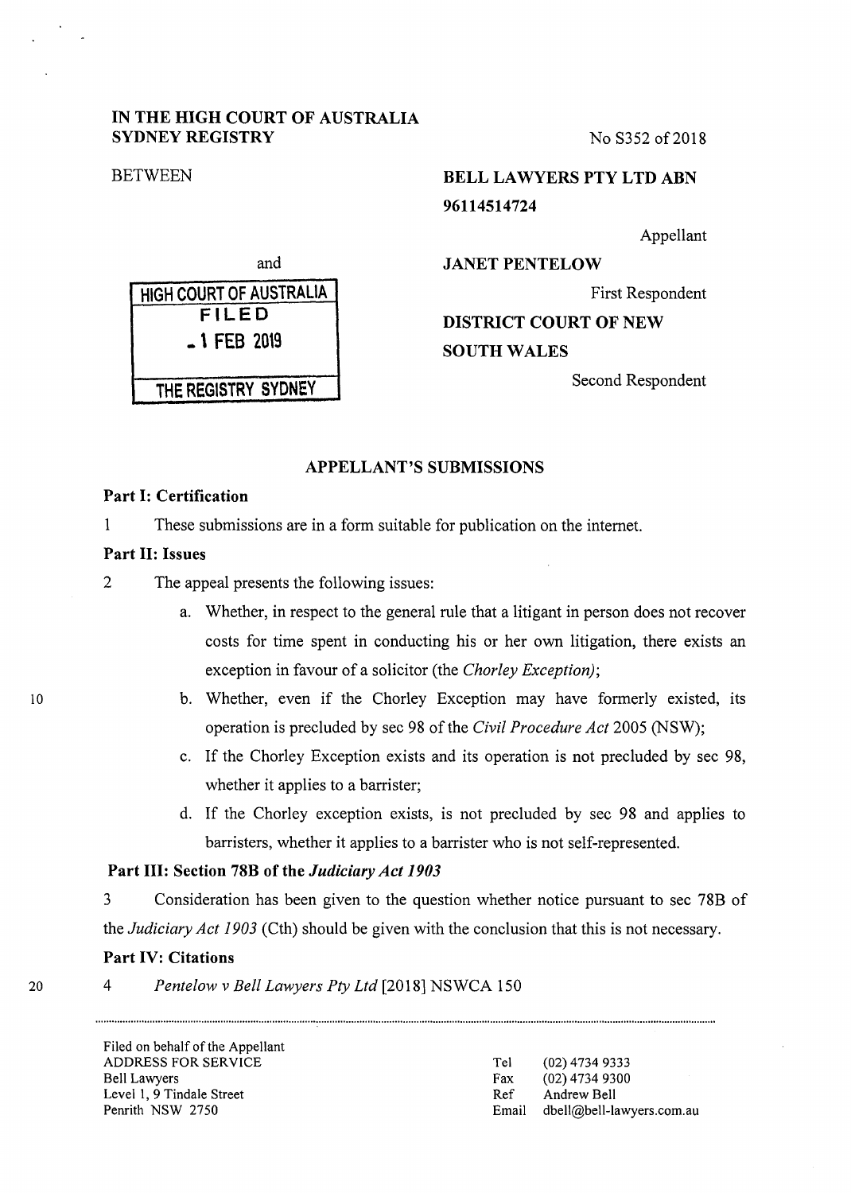**IN THE HIGH COURT OF AUSTRALIA**
**SYDNEY REGISTRY**

No S352 of 2018

BETWEEN

**BELL LAWYERS PTY LTD ABN 96114514724**

Appellant

and

**JANET PENTELOW**

First Respondent

**DISTRICT COURT OF NEW SOUTH WALES**

Second Respondent

HIGH COURT OF AUSTRALIA
FILED
- 1 FEB 2019
THE REGISTRY SYDNEY

## APPELLANT'S SUBMISSIONS

### Part I: Certification

1 These submissions are in a form suitable for publication on the internet.

### Part II: Issues

2 The appeal presents the following issues:

a. Whether, in respect to the general rule that a litigant in person does not recover costs for time spent in conducting his or her own litigation, there exists an exception in favour of a solicitor (the *Chorley Exception)*;

b. Whether, even if the Chorley Exception may have formerly existed, its operation is precluded by sec 98 of the *Civil Procedure Act* 2005 (NSW);

c. If the Chorley Exception exists and its operation is not precluded by sec 98, whether it applies to a barrister;

d. If the Chorley exception exists, is not precluded by sec 98 and applies to barristers, whether it applies to a barrister who is not self-represented.

### Part III: Section 78B of the *Judiciary Act 1903*

3 Consideration has been given to the question whether notice pursuant to sec 78B of the *Judiciary Act 1903* (Cth) should be given with the conclusion that this is not necessary.

### Part IV: Citations

4 *Pentelow v Bell Lawyers Pty Ltd* [2018] NSWCA 150

---

Filed on behalf of the Appellant
ADDRESS FOR SERVICE
Bell Lawyers
Level 1, 9 Tindale Street
Penrith NSW 2750

Tel (02) 4734 9333
Fax (02) 4734 9300
Ref Andrew Bell
Email dbell@bell-lawyers.com.au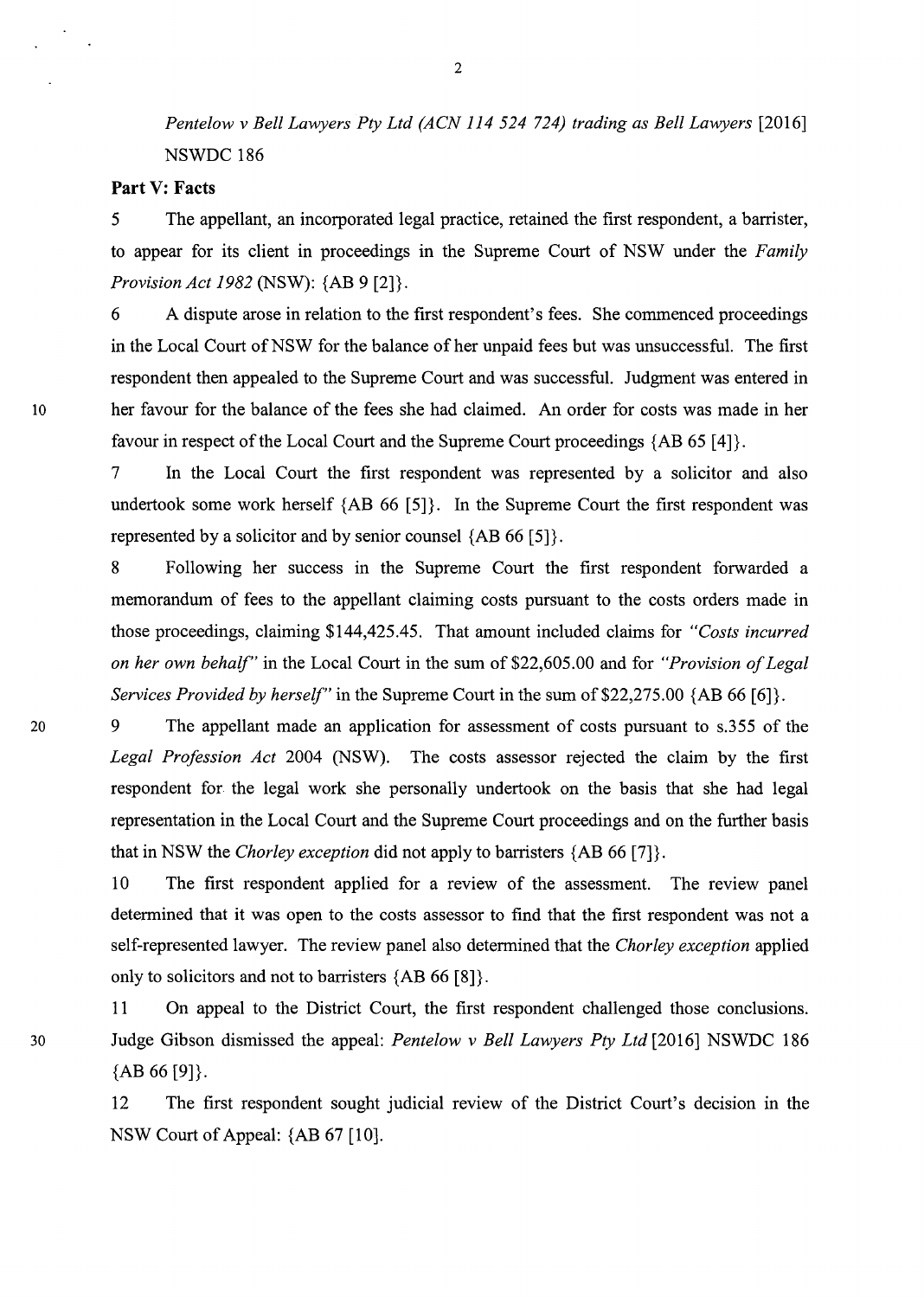*Pentelow v Bell Lawyers Pty Ltd (ACN 114 524 724) trading as Bell Lawyers* [2016] NSWDC 186

**Part V: Facts**

5 The appellant, an incorporated legal practice, retained the first respondent, a barrister, to appear for its client in proceedings in the Supreme Court of NSW under the *Family Provision Act 1982* (NSW): {AB 9 [2]}.

6 A dispute arose in relation to the first respondent's fees. She commenced proceedings in the Local Court of NSW for the balance of her unpaid fees but was unsuccessful. The first respondent then appealed to the Supreme Court and was successful. Judgment was entered in her favour for the balance of the fees she had claimed. An order for costs was made in her favour in respect of the Local Court and the Supreme Court proceedings {AB 65 [4]}.

7 In the Local Court the first respondent was represented by a solicitor and also undertook some work herself {AB 66 [5]}. In the Supreme Court the first respondent was represented by a solicitor and by senior counsel {AB 66 [5]}.

8 Following her success in the Supreme Court the first respondent forwarded a memorandum of fees to the appellant claiming costs pursuant to the costs orders made in those proceedings, claiming $144,425.45. That amount included claims for *"Costs incurred on her own behalf"* in the Local Court in the sum of $22,605.00 and for *"Provision of Legal Services Provided by herself"* in the Supreme Court in the sum of $22,275.00 {AB 66 [6]}.

9 The appellant made an application for assessment of costs pursuant to s.355 of the *Legal Profession Act* 2004 (NSW). The costs assessor rejected the claim by the first respondent for the legal work she personally undertook on the basis that she had legal representation in the Local Court and the Supreme Court proceedings and on the further basis that in NSW the *Chorley exception* did not apply to barristers {AB 66 [7]}.

10 The first respondent applied for a review of the assessment. The review panel determined that it was open to the costs assessor to find that the first respondent was not a self-represented lawyer. The review panel also determined that the *Chorley exception* applied only to solicitors and not to barristers {AB 66 [8]}.

11 On appeal to the District Court, the first respondent challenged those conclusions. Judge Gibson dismissed the appeal: *Pentelow v Bell Lawyers Pty Ltd* [2016] NSWDC 186 {AB 66 [9]}.

12 The first respondent sought judicial review of the District Court's decision in the NSW Court of Appeal: {AB 67 [10].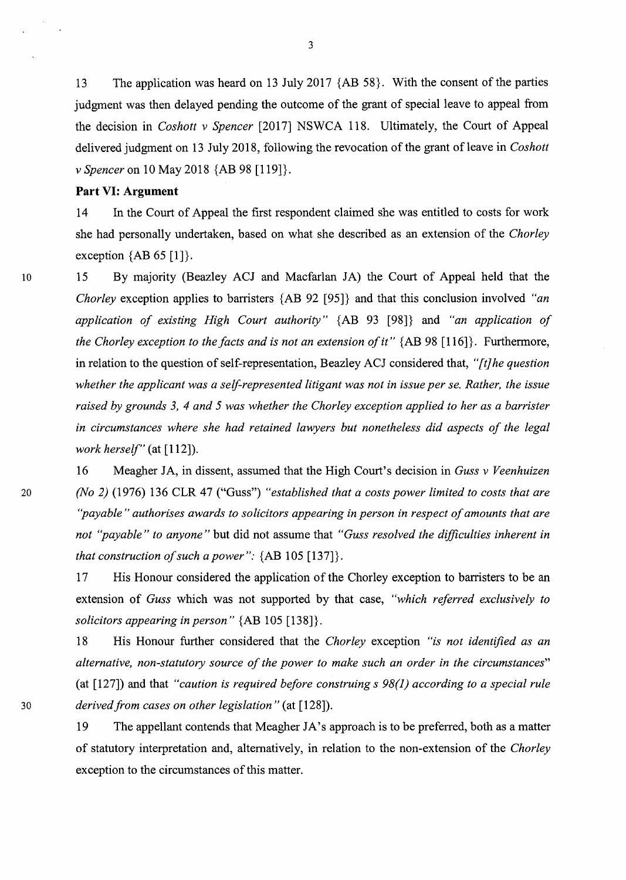13 The application was heard on 13 July 2017 {AB 58}. With the consent of the parties judgment was then delayed pending the outcome of the grant of special leave to appeal from the decision in *Coshott v Spencer* [2017] NSWCA 118. Ultimately, the Court of Appeal delivered judgment on 13 July 2018, following the revocation of the grant of leave in *Coshott v Spencer* on 10 May 2018 {AB 98 [119]}.

**Part VI: Argument**

14 In the Court of Appeal the first respondent claimed she was entitled to costs for work she had personally undertaken, based on what she described as an extension of the *Chorley* exception {AB 65 [1]}.

15 By majority (Beazley ACJ and Macfarlan JA) the Court of Appeal held that the *Chorley* exception applies to barristers {AB 92 [95]} and that this conclusion involved *"an application of existing High Court authority"* {AB 93 [98]} and *"an application of the Chorley exception to the facts and is not an extension of it"* {AB 98 [116]}. Furthermore, in relation to the question of self-representation, Beazley ACJ considered that, *"[t]he question whether the applicant was a self-represented litigant was not in issue per se. Rather, the issue raised by grounds 3, 4 and 5 was whether the Chorley exception applied to her as a barrister in circumstances where she had retained lawyers but nonetheless did aspects of the legal work herself"* (at [112]).

16 Meagher JA, in dissent, assumed that the High Court's decision in *Guss v Veenhuizen (No 2)* (1976) 136 CLR 47 ("Guss") *"established that a costs power limited to costs that are "payable" authorises awards to solicitors appearing in person in respect of amounts that are not "payable" to anyone"* but did not assume that *"Guss resolved the difficulties inherent in that construction of such a power"*: {AB 105 [137]}.

17 His Honour considered the application of the Chorley exception to barristers to be an extension of *Guss* which was not supported by that case, *"which referred exclusively to solicitors appearing in person"* {AB 105 [138]}.

18 His Honour further considered that the *Chorley* exception *"is not identified as an alternative, non-statutory source of the power to make such an order in the circumstances"* (at [127]) and that *"caution is required before construing s 98(1) according to a special rule derived from cases on other legislation"* (at [128]).

19 The appellant contends that Meagher JA's approach is to be preferred, both as a matter of statutory interpretation and, alternatively, in relation to the non-extension of the *Chorley* exception to the circumstances of this matter.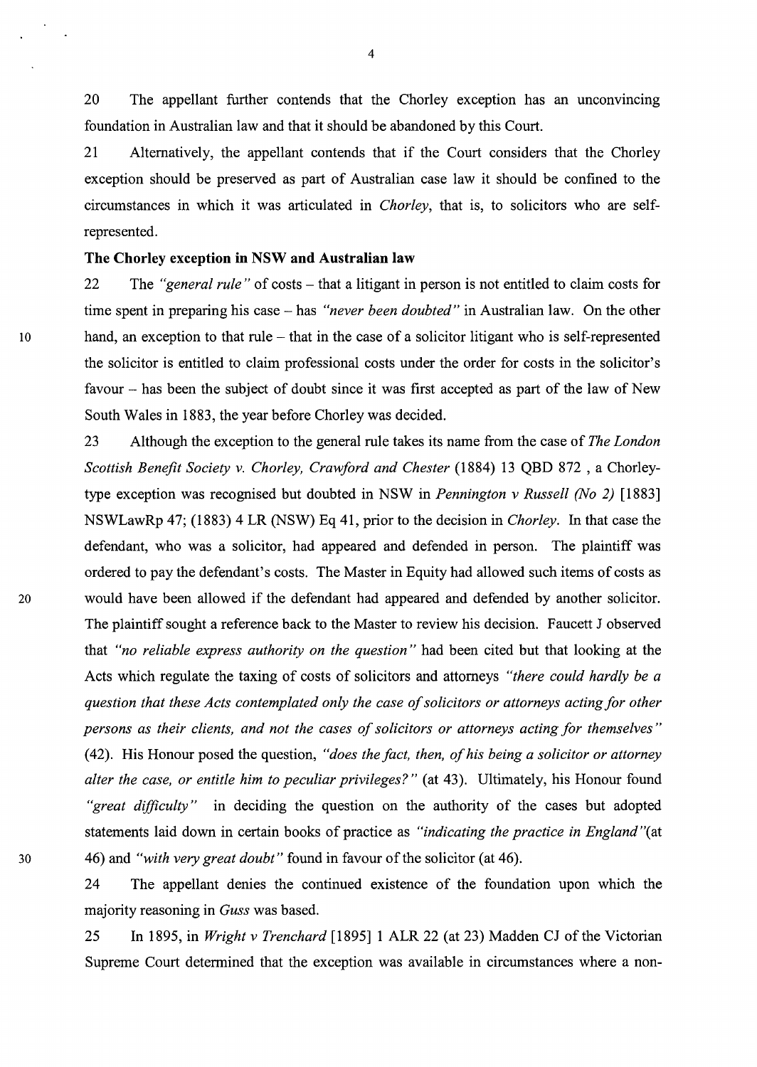20 The appellant further contends that the Chorley exception has an unconvincing foundation in Australian law and that it should be abandoned by this Court.

21 Alternatively, the appellant contends that if the Court considers that the Chorley exception should be preserved as part of Australian case law it should be confined to the circumstances in which it was articulated in *Chorley*, that is, to solicitors who are self-represented.

**The Chorley exception in NSW and Australian law**

22 The *"general rule"* of costs – that a litigant in person is not entitled to claim costs for time spent in preparing his case – has *"never been doubted"* in Australian law. On the other hand, an exception to that rule – that in the case of a solicitor litigant who is self-represented the solicitor is entitled to claim professional costs under the order for costs in the solicitor's favour – has been the subject of doubt since it was first accepted as part of the law of New South Wales in 1883, the year before Chorley was decided.

23 Although the exception to the general rule takes its name from the case of *The London Scottish Benefit Society v. Chorley, Crawford and Chester* (1884) 13 QBD 872 , a Chorley-type exception was recognised but doubted in NSW in *Pennington v Russell (No 2)* [1883] NSWLawRp 47; (1883) 4 LR (NSW) Eq 41, prior to the decision in *Chorley*. In that case the defendant, who was a solicitor, had appeared and defended in person. The plaintiff was ordered to pay the defendant's costs. The Master in Equity had allowed such items of costs as would have been allowed if the defendant had appeared and defended by another solicitor. The plaintiff sought a reference back to the Master to review his decision. Faucett J observed that *"no reliable express authority on the question"* had been cited but that looking at the Acts which regulate the taxing of costs of solicitors and attorneys *"there could hardly be a question that these Acts contemplated only the case of solicitors or attorneys acting for other persons as their clients, and not the cases of solicitors or attorneys acting for themselves"* (42). His Honour posed the question, *"does the fact, then, of his being a solicitor or attorney alter the case, or entitle him to peculiar privileges?"* (at 43). Ultimately, his Honour found *"great difficulty"* in deciding the question on the authority of the cases but adopted statements laid down in certain books of practice as *"indicating the practice in England"*(at 46) and *"with very great doubt"* found in favour of the solicitor (at 46).

24 The appellant denies the continued existence of the foundation upon which the majority reasoning in *Guss* was based.

25 In 1895, in *Wright v Trenchard* [1895] 1 ALR 22 (at 23) Madden CJ of the Victorian Supreme Court determined that the exception was available in circumstances where a non-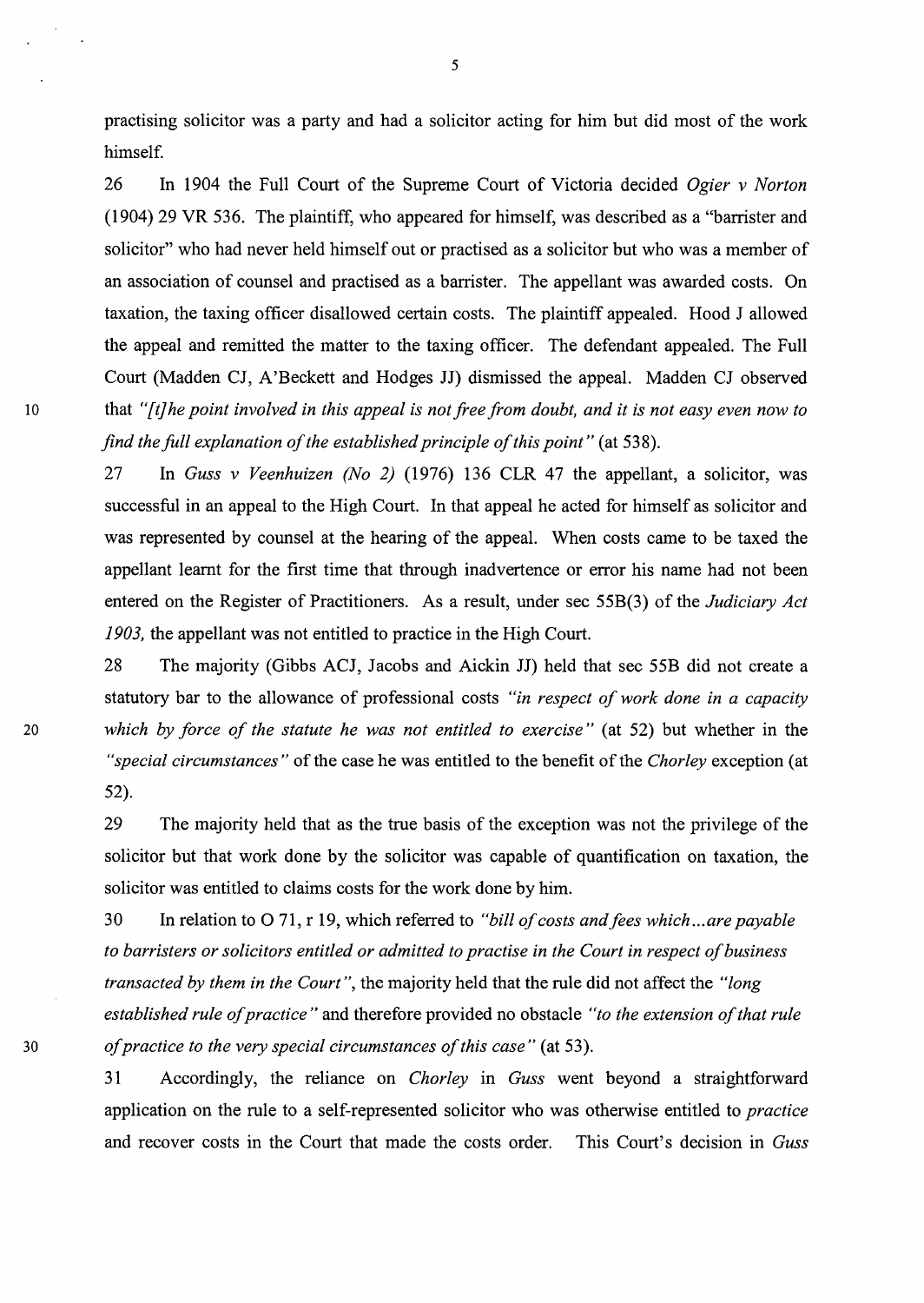practising solicitor was a party and had a solicitor acting for him but did most of the work himself.

26 In 1904 the Full Court of the Supreme Court of Victoria decided *Ogier v Norton* (1904) 29 VR 536. The plaintiff, who appeared for himself, was described as a "barrister and solicitor" who had never held himself out or practised as a solicitor but who was a member of an association of counsel and practised as a barrister. The appellant was awarded costs. On taxation, the taxing officer disallowed certain costs. The plaintiff appealed. Hood J allowed the appeal and remitted the matter to the taxing officer. The defendant appealed. The Full Court (Madden CJ, A'Beckett and Hodges JJ) dismissed the appeal. Madden CJ observed that *"[t]he point involved in this appeal is not free from doubt, and it is not easy even now to find the full explanation of the established principle of this point"* (at 538).

27 In *Guss v Veenhuizen (No 2)* (1976) 136 CLR 47 the appellant, a solicitor, was successful in an appeal to the High Court. In that appeal he acted for himself as solicitor and was represented by counsel at the hearing of the appeal. When costs came to be taxed the appellant learnt for the first time that through inadvertence or error his name had not been entered on the Register of Practitioners. As a result, under sec 55B(3) of the *Judiciary Act 1903,* the appellant was not entitled to practice in the High Court.

28 The majority (Gibbs ACJ, Jacobs and Aickin JJ) held that sec 55B did not create a statutory bar to the allowance of professional costs *"in respect of work done in a capacity which by force of the statute he was not entitled to exercise"* (at 52) but whether in the *"special circumstances"* of the case he was entitled to the benefit of the *Chorley* exception (at 52).

29 The majority held that as the true basis of the exception was not the privilege of the solicitor but that work done by the solicitor was capable of quantification on taxation, the solicitor was entitled to claims costs for the work done by him.

30 In relation to O 71, r 19, which referred to *"bill of costs and fees which...are payable to barristers or solicitors entitled or admitted to practise in the Court in respect of business transacted by them in the Court"*, the majority held that the rule did not affect the *"long established rule of practice"* and therefore provided no obstacle *"to the extension of that rule of practice to the very special circumstances of this case"* (at 53).

31 Accordingly, the reliance on *Chorley* in *Guss* went beyond a straightforward application on the rule to a self-represented solicitor who was otherwise entitled to *practice* and recover costs in the Court that made the costs order. This Court's decision in *Guss*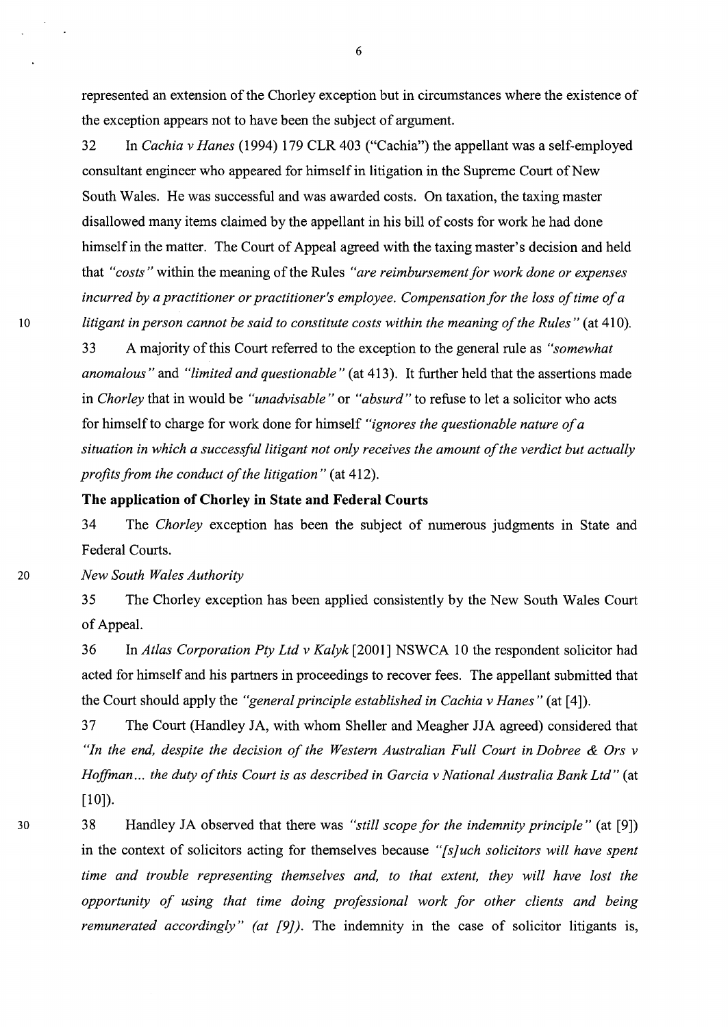represented an extension of the Chorley exception but in circumstances where the existence of the exception appears not to have been the subject of argument.

32 In *Cachia v Hanes* (1994) 179 CLR 403 ("Cachia") the appellant was a self-employed consultant engineer who appeared for himself in litigation in the Supreme Court of New South Wales. He was successful and was awarded costs. On taxation, the taxing master disallowed many items claimed by the appellant in his bill of costs for work he had done himself in the matter. The Court of Appeal agreed with the taxing master's decision and held that *"costs"* within the meaning of the Rules *"are reimbursement for work done or expenses incurred by a practitioner or practitioner's employee. Compensation for the loss of time of a litigant in person cannot be said to constitute costs within the meaning of the Rules"* (at 410).

33 A majority of this Court referred to the exception to the general rule as *"somewhat anomalous"* and *"limited and questionable"* (at 413). It further held that the assertions made in *Chorley* that in would be *"unadvisable"* or *"absurd"* to refuse to let a solicitor who acts for himself to charge for work done for himself *"ignores the questionable nature of a situation in which a successful litigant not only receives the amount of the verdict but actually profits from the conduct of the litigation"* (at 412).

**The application of Chorley in State and Federal Courts**

34 The *Chorley* exception has been the subject of numerous judgments in State and Federal Courts.

*New South Wales Authority*

35 The Chorley exception has been applied consistently by the New South Wales Court of Appeal.

36 In *Atlas Corporation Pty Ltd v Kalyk* [2001] NSWCA 10 the respondent solicitor had acted for himself and his partners in proceedings to recover fees. The appellant submitted that the Court should apply the *"general principle established in Cachia v Hanes"* (at [4]).

37 The Court (Handley JA, with whom Sheller and Meagher JJA agreed) considered that *"In the end, despite the decision of the Western Australian Full Court in Dobree & Ors v Hoffman... the duty of this Court is as described in Garcia v National Australia Bank Ltd"* (at [10]).

38 Handley JA observed that there was *"still scope for the indemnity principle"* (at [9]) in the context of solicitors acting for themselves because *"[s]uch solicitors will have spent time and trouble representing themselves and, to that extent, they will have lost the opportunity of using that time doing professional work for other clients and being remunerated accordingly" (at [9]).* The indemnity in the case of solicitor litigants is,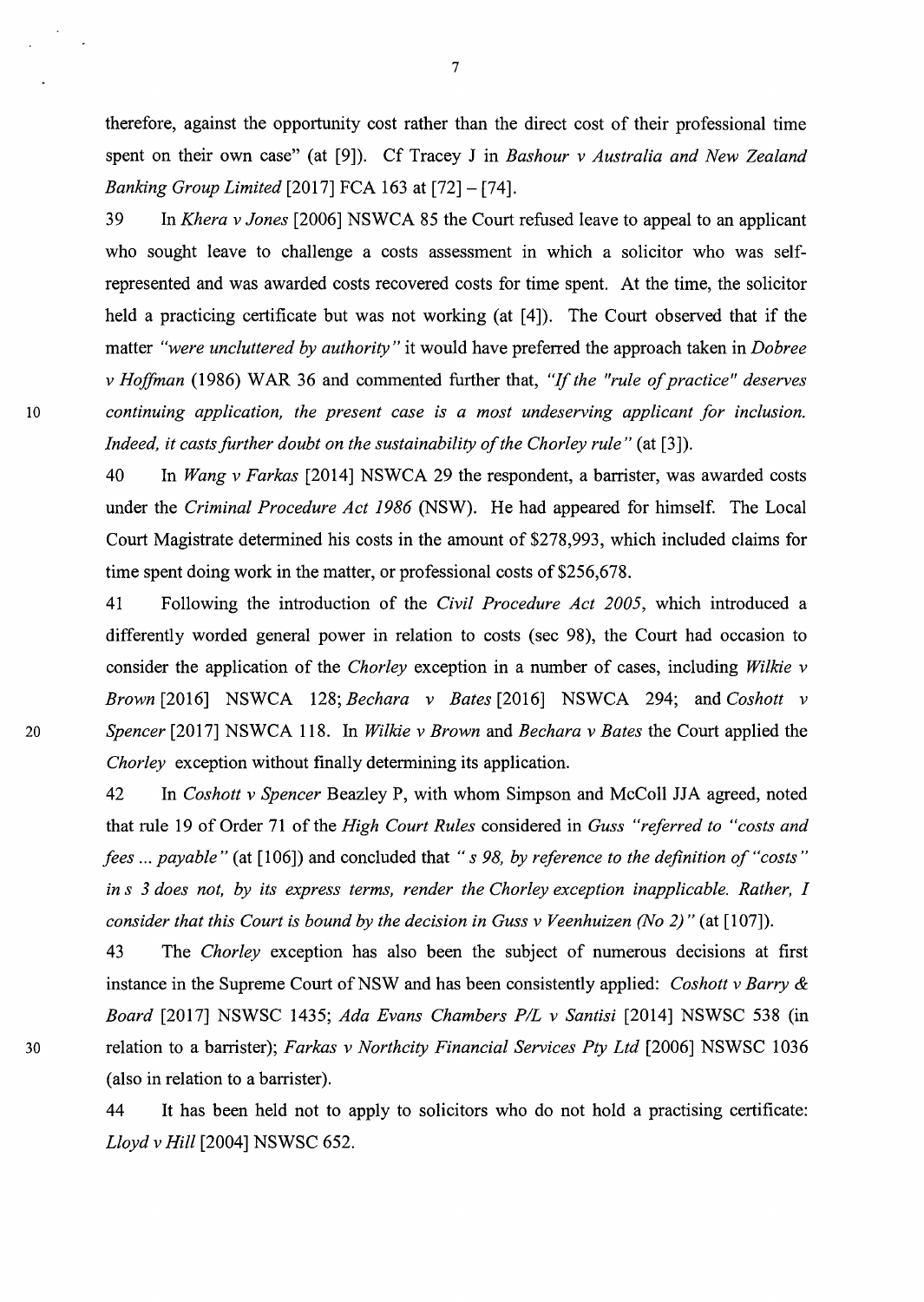therefore, against the opportunity cost rather than the direct cost of their professional time spent on their own case" (at [9]). Cf Tracey J in *Bashour v Australia and New Zealand Banking Group Limited* [2017] FCA 163 at [72] – [74].

39 In *Khera v Jones* [2006] NSWCA 85 the Court refused leave to appeal to an applicant who sought leave to challenge a costs assessment in which a solicitor who was self-represented and was awarded costs recovered costs for time spent. At the time, the solicitor held a practicing certificate but was not working (at [4]). The Court observed that if the matter *"were uncluttered by authority"* it would have preferred the approach taken in *Dobree v Hoffman* (1986) WAR 36 and commented further that, *"If the "rule of practice" deserves continuing application, the present case is a most undeserving applicant for inclusion. Indeed, it casts further doubt on the sustainability of the Chorley rule"* (at [3]).

40 In *Wang v Farkas* [2014] NSWCA 29 the respondent, a barrister, was awarded costs under the *Criminal Procedure Act 1986* (NSW). He had appeared for himself. The Local Court Magistrate determined his costs in the amount of $278,993, which included claims for time spent doing work in the matter, or professional costs of $256,678.

41 Following the introduction of the *Civil Procedure Act 2005*, which introduced a differently worded general power in relation to costs (sec 98), the Court had occasion to consider the application of the *Chorley* exception in a number of cases, including *Wilkie v Brown* [2016] NSWCA 128; *Bechara v Bates* [2016] NSWCA 294; and *Coshott v Spencer* [2017] NSWCA 118. In *Wilkie v Brown* and *Bechara v Bates* the Court applied the *Chorley* exception without finally determining its application.

42 In *Coshott v Spencer* Beazley P, with whom Simpson and McColl JJA agreed, noted that rule 19 of Order 71 of the *High Court Rules* considered in *Guss "referred to "costs and fees ... payable"* (at [106]) and concluded that *" s 98, by reference to the definition of "costs" in s 3 does not, by its express terms, render the Chorley exception inapplicable. Rather, I consider that this Court is bound by the decision in Guss v Veenhuizen (No 2)"* (at [107]).

43 The *Chorley* exception has also been the subject of numerous decisions at first instance in the Supreme Court of NSW and has been consistently applied: *Coshott v Barry & Board* [2017] NSWSC 1435; *Ada Evans Chambers P/L v Santisi* [2014] NSWSC 538 (in relation to a barrister); *Farkas v Northcity Financial Services Pty Ltd* [2006] NSWSC 1036 (also in relation to a barrister).

44 It has been held not to apply to solicitors who do not hold a practising certificate: *Lloyd v Hill* [2004] NSWSC 652.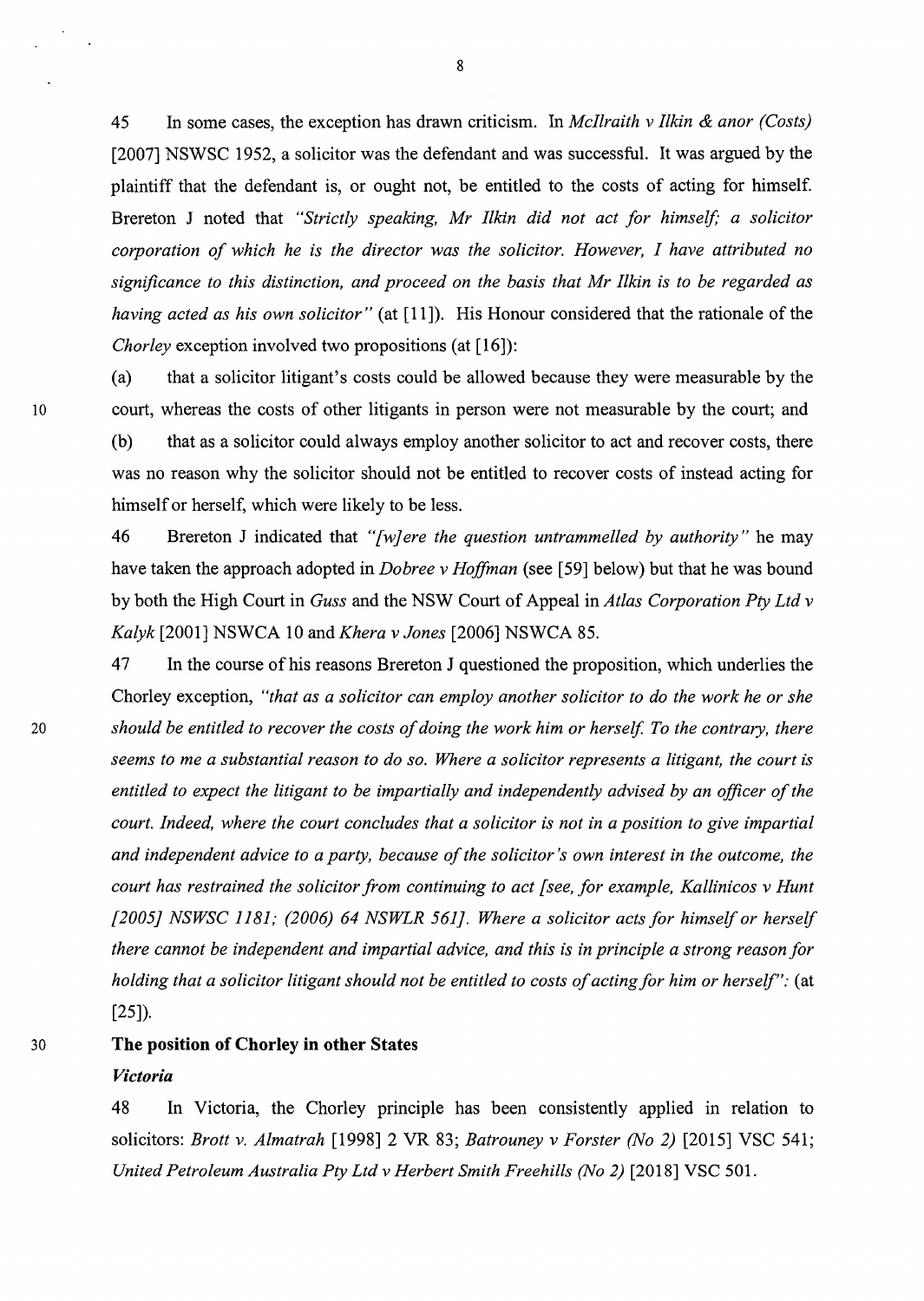45 In some cases, the exception has drawn criticism. In *McIlraith v Ilkin & anor (Costs)* [2007] NSWSC 1952, a solicitor was the defendant and was successful. It was argued by the plaintiff that the defendant is, or ought not, be entitled to the costs of acting for himself. Brereton J noted that *"Strictly speaking, Mr Ilkin did not act for himself; a solicitor corporation of which he is the director was the solicitor. However, I have attributed no significance to this distinction, and proceed on the basis that Mr Ilkin is to be regarded as having acted as his own solicitor"* (at [11]). His Honour considered that the rationale of the *Chorley* exception involved two propositions (at [16]):

(a) that a solicitor litigant's costs could be allowed because they were measurable by the court, whereas the costs of other litigants in person were not measurable by the court; and

(b) that as a solicitor could always employ another solicitor to act and recover costs, there was no reason why the solicitor should not be entitled to recover costs of instead acting for himself or herself, which were likely to be less.

46 Brereton J indicated that *"[w]ere the question untrammelled by authority"* he may have taken the approach adopted in *Dobree v Hoffman* (see [59] below) but that he was bound by both the High Court in *Guss* and the NSW Court of Appeal in *Atlas Corporation Pty Ltd v Kalyk* [2001] NSWCA 10 and *Khera v Jones* [2006] NSWCA 85.

47 In the course of his reasons Brereton J questioned the proposition, which underlies the Chorley exception, *"that as a solicitor can employ another solicitor to do the work he or she should be entitled to recover the costs of doing the work him or herself. To the contrary, there seems to me a substantial reason to do so. Where a solicitor represents a litigant, the court is entitled to expect the litigant to be impartially and independently advised by an officer of the court. Indeed, where the court concludes that a solicitor is not in a position to give impartial and independent advice to a party, because of the solicitor's own interest in the outcome, the court has restrained the solicitor from continuing to act [see, for example, Kallinicos v Hunt [2005] NSWSC 1181; (2006) 64 NSWLR 561]. Where a solicitor acts for himself or herself there cannot be independent and impartial advice, and this is in principle a strong reason for holding that a solicitor litigant should not be entitled to costs of acting for him or herself"*: (at [25]).

## The position of Chorley in other States

### *Victoria*

48 In Victoria, the Chorley principle has been consistently applied in relation to solicitors: *Brott v. Almatrah* [1998] 2 VR 83; *Batrouney v Forster (No 2)* [2015] VSC 541; *United Petroleum Australia Pty Ltd v Herbert Smith Freehills (No 2)* [2018] VSC 501.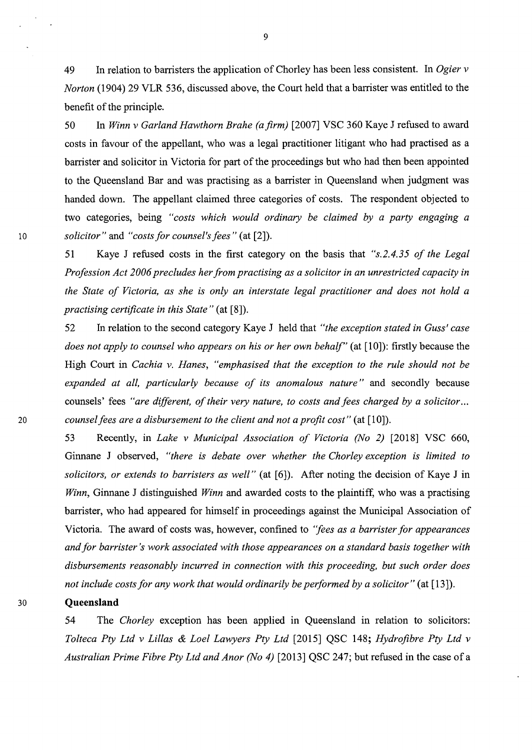49 In relation to barristers the application of Chorley has been less consistent. In *Ogier v Norton* (1904) 29 VLR 536, discussed above, the Court held that a barrister was entitled to the benefit of the principle.

50 In *Winn v Garland Hawthorn Brahe (a firm)* [2007] VSC 360 Kaye J refused to award costs in favour of the appellant, who was a legal practitioner litigant who had practised as a barrister and solicitor in Victoria for part of the proceedings but who had then been appointed to the Queensland Bar and was practising as a barrister in Queensland when judgment was handed down. The appellant claimed three categories of costs. The respondent objected to two categories, being *"costs which would ordinary be claimed by a party engaging a solicitor"* and *"costs for counsel's fees"* (at [2]).

51 Kaye J refused costs in the first category on the basis that *"s.2.4.35 of the Legal Profession Act 2006 precludes her from practising as a solicitor in an unrestricted capacity in the State of Victoria, as she is only an interstate legal practitioner and does not hold a practising certificate in this State"* (at [8]).

52 In relation to the second category Kaye J held that *"the exception stated in Guss' case does not apply to counsel who appears on his or her own behalf"* (at [10]): firstly because the High Court in *Cachia v. Hanes*, *"emphasised that the exception to the rule should not be expanded at all, particularly because of its anomalous nature"* and secondly because counsels' fees *"are different, of their very nature, to costs and fees charged by a solicitor... counsel fees are a disbursement to the client and not a profit cost"* (at [10]).

53 Recently, in *Lake v Municipal Association of Victoria (No 2)* [2018] VSC 660, Ginnane J observed, *"there is debate over whether the Chorley exception is limited to solicitors, or extends to barristers as well"* (at [6]). After noting the decision of Kaye J in *Winn*, Ginnane J distinguished *Winn* and awarded costs to the plaintiff, who was a practising barrister, who had appeared for himself in proceedings against the Municipal Association of Victoria. The award of costs was, however, confined to *"fees as a barrister for appearances and for barrister's work associated with those appearances on a standard basis together with disbursements reasonably incurred in connection with this proceeding, but such order does not include costs for any work that would ordinarily be performed by a solicitor"* (at [13]).

## Queensland

54 The *Chorley* exception has been applied in Queensland in relation to solicitors: *Tolteca Pty Ltd v Lillas & Loel Lawyers Pty Ltd* [2015] QSC 148; *Hydrofibre Pty Ltd v Australian Prime Fibre Pty Ltd and Anor (No 4)* [2013] QSC 247; but refused in the case of a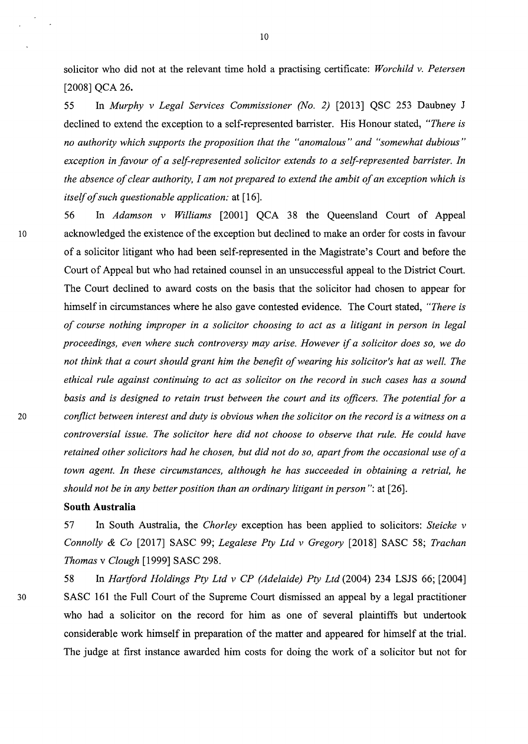solicitor who did not at the relevant time hold a practising certificate: *Worchild v. Petersen* [2008] QCA 26.

55 In *Murphy v Legal Services Commissioner (No. 2)* [2013] QSC 253 Daubney J declined to extend the exception to a self-represented barrister. His Honour stated, *"There is no authority which supports the proposition that the "anomalous" and "somewhat dubious" exception in favour of a self-represented solicitor extends to a self-represented barrister. In the absence of clear authority, I am not prepared to extend the ambit of an exception which is itself of such questionable application:* at [16].

56 In *Adamson v Williams* [2001] QCA 38 the Queensland Court of Appeal acknowledged the existence of the exception but declined to make an order for costs in favour of a solicitor litigant who had been self-represented in the Magistrate's Court and before the Court of Appeal but who had retained counsel in an unsuccessful appeal to the District Court. The Court declined to award costs on the basis that the solicitor had chosen to appear for himself in circumstances where he also gave contested evidence. The Court stated, *"There is of course nothing improper in a solicitor choosing to act as a litigant in person in legal proceedings, even where such controversy may arise. However if a solicitor does so, we do not think that a court should grant him the benefit of wearing his solicitor's hat as well. The ethical rule against continuing to act as solicitor on the record in such cases has a sound basis and is designed to retain trust between the court and its officers. The potential for a conflict between interest and duty is obvious when the solicitor on the record is a witness on a controversial issue. The solicitor here did not choose to observe that rule. He could have retained other solicitors had he chosen, but did not do so, apart from the occasional use of a town agent. In these circumstances, although he has succeeded in obtaining a retrial, he should not be in any better position than an ordinary litigant in person"*: at [26].

**South Australia**

57 In South Australia, the *Chorley* exception has been applied to solicitors: *Steicke v Connolly & Co* [2017] SASC 99; *Legalese Pty Ltd v Gregory* [2018] SASC 58; *Trachan Thomas* v *Clough* [1999] SASC 298.

58 In *Hartford Holdings Pty Ltd v CP (Adelaide) Pty Ltd* (2004) 234 LSJS 66; [2004] SASC 161 the Full Court of the Supreme Court dismissed an appeal by a legal practitioner who had a solicitor on the record for him as one of several plaintiffs but undertook considerable work himself in preparation of the matter and appeared for himself at the trial. The judge at first instance awarded him costs for doing the work of a solicitor but not for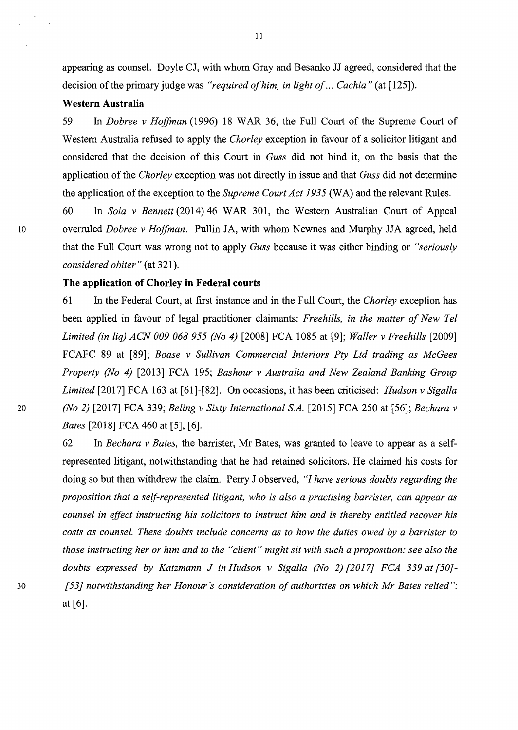appearing as counsel. Doyle CJ, with whom Gray and Besanko JJ agreed, considered that the decision of the primary judge was *"required of him, in light of... Cachia"* (at [125]).

**Western Australia**

59 In *Dobree v Hoffman* (1996) 18 WAR 36, the Full Court of the Supreme Court of Western Australia refused to apply the *Chorley* exception in favour of a solicitor litigant and considered that the decision of this Court in *Guss* did not bind it, on the basis that the application of the *Chorley* exception was not directly in issue and that *Guss* did not determine the application of the exception to the *Supreme Court Act 1935* (WA) and the relevant Rules.

60 In *Soia v Bennett* (2014) 46 WAR 301, the Western Australian Court of Appeal overruled *Dobree v Hoffman*. Pullin JA, with whom Newnes and Murphy JJA agreed, held that the Full Court was wrong not to apply *Guss* because it was either binding or *"seriously considered obiter"* (at 321).

**The application of Chorley in Federal courts**

61 In the Federal Court, at first instance and in the Full Court, the *Chorley* exception has been applied in favour of legal practitioner claimants: *Freehills, in the matter of New Tel Limited (in liq) ACN 009 068 955 (No 4)* [2008] FCA 1085 at [9]; *Waller v Freehills* [2009] FCAFC 89 at [89]; *Boase v Sullivan Commercial Interiors Pty Ltd trading as McGees Property (No 4)* [2013] FCA 195; *Bashour v Australia and New Zealand Banking Group Limited* [2017] FCA 163 at [61]-[82]. On occasions, it has been criticised: *Hudson v Sigalla (No 2)* [2017] FCA 339; *Beling v Sixty International S.A.* [2015] FCA 250 at [56]; *Bechara v Bates* [2018] FCA 460 at [5], [6].

62 In *Bechara v Bates,* the barrister, Mr Bates, was granted to leave to appear as a self-represented litigant, notwithstanding that he had retained solicitors. He claimed his costs for doing so but then withdrew the claim. Perry J observed, *"I have serious doubts regarding the proposition that a self-represented litigant, who is also a practising barrister, can appear as counsel in effect instructing his solicitors to instruct him and is thereby entitled recover his costs as counsel. These doubts include concerns as to how the duties owed by a barrister to those instructing her or him and to the "client" might sit with such a proposition: see also the doubts expressed by Katzmann J in Hudson v Sigalla (No 2) [2017] FCA 339 at [50]-[53] notwithstanding her Honour's consideration of authorities on which Mr Bates relied"*: at [6].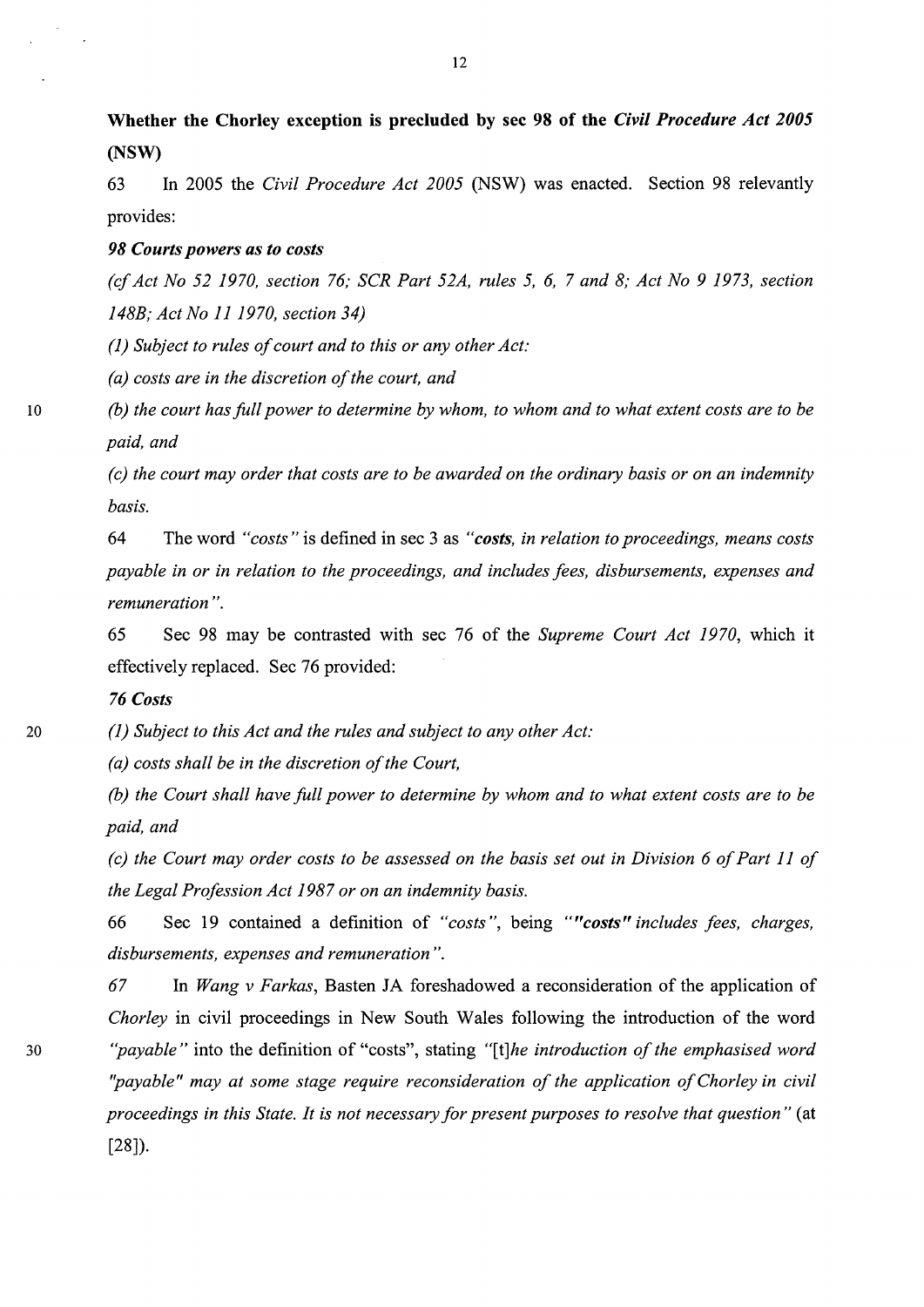**Whether the Chorley exception is precluded by sec 98 of the *Civil Procedure Act 2005* (NSW)**

63 In 2005 the *Civil Procedure Act 2005* (NSW) was enacted. Section 98 relevantly provides:

***98 Courts powers as to costs***

*(cf Act No 52 1970, section 76; SCR Part 52A, rules 5, 6, 7 and 8; Act No 9 1973, section 148B; Act No 11 1970, section 34)*

*(1) Subject to rules of court and to this or any other Act:*

*(a) costs are in the discretion of the court, and*

*(b) the court has full power to determine by whom, to whom and to what extent costs are to be paid, and*

*(c) the court may order that costs are to be awarded on the ordinary basis or on an indemnity basis.*

64 The word *"costs"* is defined in sec 3 as *"**costs**, in relation to proceedings, means costs payable in or in relation to the proceedings, and includes fees, disbursements, expenses and remuneration"*.

65 Sec 98 may be contrasted with sec 76 of the *Supreme Court Act 1970*, which it effectively replaced. Sec 76 provided:

***76 Costs***

*(1) Subject to this Act and the rules and subject to any other Act:*

*(a) costs shall be in the discretion of the Court,*

*(b) the Court shall have full power to determine by whom and to what extent costs are to be paid, and*

*(c) the Court may order costs to be assessed on the basis set out in Division 6 of Part 11 of the Legal Profession Act 1987 or on an indemnity basis.*

66 Sec 19 contained a definition of *"costs"*, being *""**costs**" includes fees, charges, disbursements, expenses and remuneration"*.

67 In *Wang v Farkas*, Basten JA foreshadowed a reconsideration of the application of *Chorley* in civil proceedings in New South Wales following the introduction of the word *"payable"* into the definition of "costs", stating *"[t]he introduction of the emphasised word "payable" may at some stage require reconsideration of the application of Chorley in civil proceedings in this State. It is not necessary for present purposes to resolve that question"* (at [28]).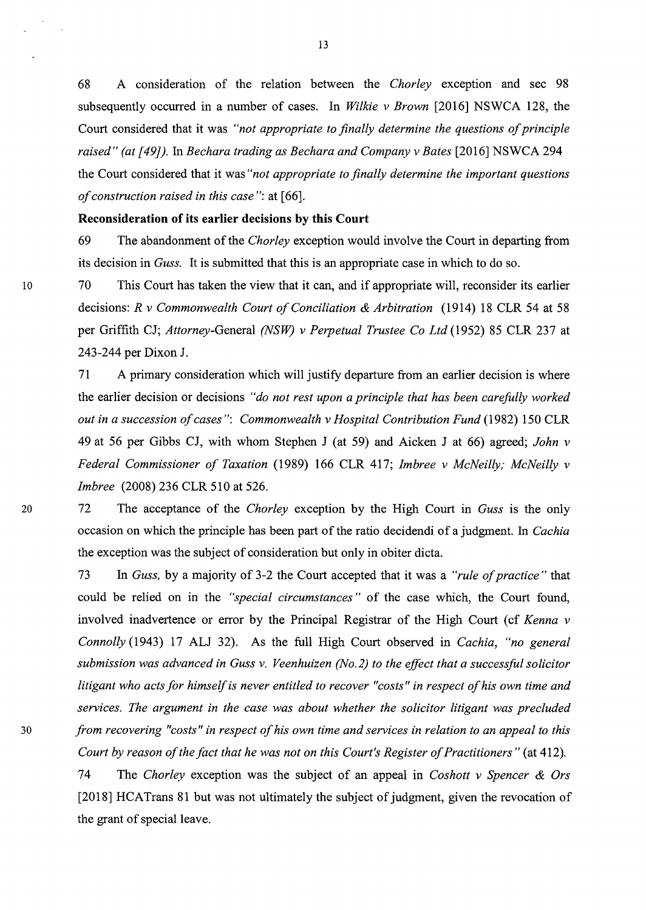68 A consideration of the relation between the *Chorley* exception and sec 98 subsequently occurred in a number of cases. In *Wilkie v Brown* [2016] NSWCA 128, the Court considered that it was *"not appropriate to finally determine the questions of principle raised" (at [49])*. In *Bechara trading as Bechara and Company v Bates* [2016] NSWCA 294 the Court considered that it was *"not appropriate to finally determine the important questions of construction raised in this case"*: at [66].

**Reconsideration of its earlier decisions by this Court**

69 The abandonment of the *Chorley* exception would involve the Court in departing from its decision in *Guss*. It is submitted that this is an appropriate case in which to do so.

70 This Court has taken the view that it can, and if appropriate will, reconsider its earlier decisions: *R v Commonwealth Court of Conciliation & Arbitration* (1914) 18 CLR 54 at 58 per Griffith CJ; *Attorney*-General *(NSW) v Perpetual Trustee Co Ltd* (1952) 85 CLR 237 at 243-244 per Dixon J.

71 A primary consideration which will justify departure from an earlier decision is where the earlier decision or decisions *"do not rest upon a principle that has been carefully worked out in a succession of cases"*: *Commonwealth v Hospital Contribution Fund* (1982) 150 CLR 49 at 56 per Gibbs CJ, with whom Stephen J (at 59) and Aicken J at 66) agreed; *John v Federal Commissioner of Taxation* (1989) 166 CLR 417; *Imbree v McNeilly; McNeilly v Imbree* (2008) 236 CLR 510 at 526.

72 The acceptance of the *Chorley* exception by the High Court in *Guss* is the only occasion on which the principle has been part of the ratio decidendi of a judgment. In *Cachia* the exception was the subject of consideration but only in obiter dicta.

73 In *Guss*, by a majority of 3-2 the Court accepted that it was a *"rule of practice"* that could be relied on in the *"special circumstances"* of the case which, the Court found, involved inadvertence or error by the Principal Registrar of the High Court (cf *Kenna v Connolly* (1943) 17 ALJ 32). As the full High Court observed in *Cachia*, *"no general submission was advanced in Guss v. Veenhuizen (No.2) to the effect that a successful solicitor litigant who acts for himself is never entitled to recover "costs" in respect of his own time and services. The argument in the case was about whether the solicitor litigant was precluded from recovering "costs" in respect of his own time and services in relation to an appeal to this Court by reason of the fact that he was not on this Court's Register of Practitioners"* (at 412).

74 The *Chorley* exception was the subject of an appeal in *Coshott v Spencer & Ors* [2018] HCATrans 81 but was not ultimately the subject of judgment, given the revocation of the grant of special leave.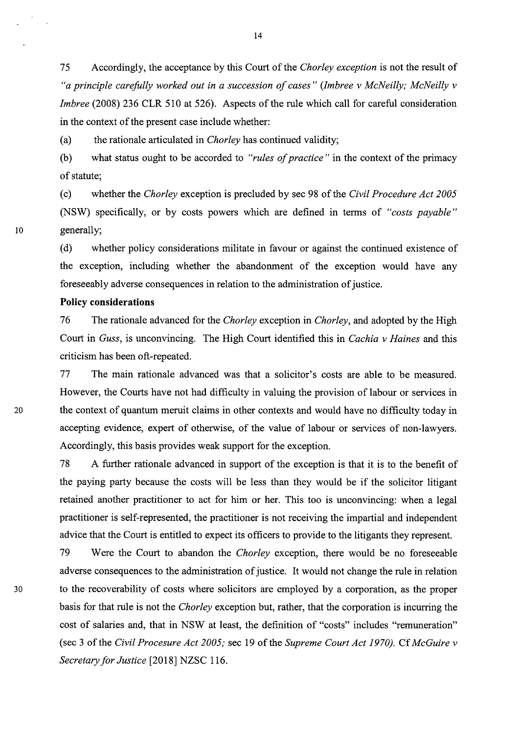75 Accordingly, the acceptance by this Court of the *Chorley exception* is not the result of *"a principle carefully worked out in a succession of cases"* (*Imbree v McNeilly; McNeilly v Imbree* (2008) 236 CLR 510 at 526). Aspects of the rule which call for careful consideration in the context of the present case include whether:

(a) the rationale articulated in *Chorley* has continued validity;

(b) what status ought to be accorded to *"rules of practice"* in the context of the primacy of statute;

(c) whether the *Chorley* exception is precluded by sec 98 of the *Civil Procedure Act 2005* (NSW) specifically, or by costs powers which are defined in terms of *"costs payable"* generally;

(d) whether policy considerations militate in favour or against the continued existence of the exception, including whether the abandonment of the exception would have any foreseeably adverse consequences in relation to the administration of justice.

**Policy considerations**

76 The rationale advanced for the *Chorley* exception in *Chorley*, and adopted by the High Court in *Guss*, is unconvincing. The High Court identified this in *Cachia v Haines* and this criticism has been oft-repeated.

77 The main rationale advanced was that a solicitor's costs are able to be measured. However, the Courts have not had difficulty in valuing the provision of labour or services in the context of quantum meruit claims in other contexts and would have no difficulty today in accepting evidence, expert of otherwise, of the value of labour or services of non-lawyers. Accordingly, this basis provides weak support for the exception.

78 A further rationale advanced in support of the exception is that it is to the benefit of the paying party because the costs will be less than they would be if the solicitor litigant retained another practitioner to act for him or her. This too is unconvincing: when a legal practitioner is self-represented, the practitioner is not receiving the impartial and independent advice that the Court is entitled to expect its officers to provide to the litigants they represent.

79 Were the Court to abandon the *Chorley* exception, there would be no foreseeable adverse consequences to the administration of justice. It would not change the rule in relation to the recoverability of costs where solicitors are employed by a corporation, as the proper basis for that rule is not the *Chorley* exception but, rather, that the corporation is incurring the cost of salaries and, that in NSW at least, the definition of "costs" includes "remuneration" (sec 3 of the *Civil Procesure Act 2005;* sec 19 of the *Supreme Court Act 1970).* Cf *McGuire v Secretary for Justice* [2018] NZSC 116.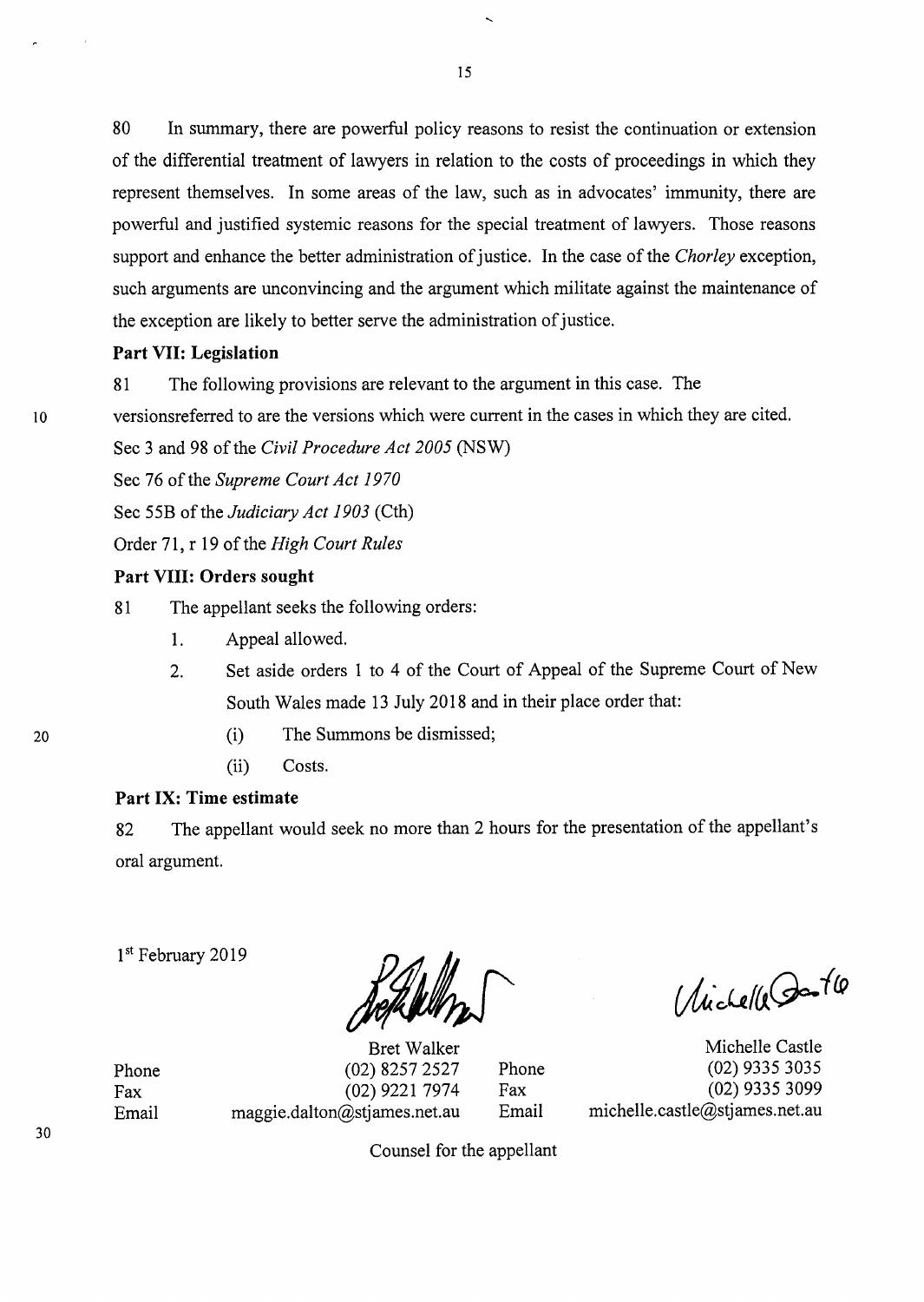80 In summary, there are powerful policy reasons to resist the continuation or extension of the differential treatment of lawyers in relation to the costs of proceedings in which they represent themselves. In some areas of the law, such as in advocates' immunity, there are powerful and justified systemic reasons for the special treatment of lawyers. Those reasons support and enhance the better administration of justice. In the case of the *Chorley* exception, such arguments are unconvincing and the argument which militate against the maintenance of the exception are likely to better serve the administration of justice.

**Part VII: Legislation**

81 The following provisions are relevant to the argument in this case. The versionsreferred to are the versions which were current in the cases in which they are cited.

Sec 3 and 98 of the *Civil Procedure Act 2005* (NSW)

Sec 76 of the *Supreme Court Act 1970*

Sec 55B of the *Judiciary Act 1903* (Cth)

Order 71, r 19 of the *High Court Rules*

**Part VIII: Orders sought**

81 The appellant seeks the following orders:

1. Appeal allowed.
2. Set aside orders 1 to 4 of the Court of Appeal of the Supreme Court of New South Wales made 13 July 2018 and in their place order that:
   - (i) The Summons be dismissed;
   - (ii) Costs.

**Part IX: Time estimate**

82 The appellant would seek no more than 2 hours for the presentation of the appellant's oral argument.

1st February 2019

| | | | |
|---|---|---|---|
| | Bret Walker | | Michelle Castle |
| Phone | (02) 8257 2527 | Phone | (02) 9335 3035 |
| Fax | (02) 9221 7974 | Fax | (02) 9335 3099 |
| Email | maggie.dalton@stjames.net.au | Email | michelle.castle@stjames.net.au |

Counsel for the appellant